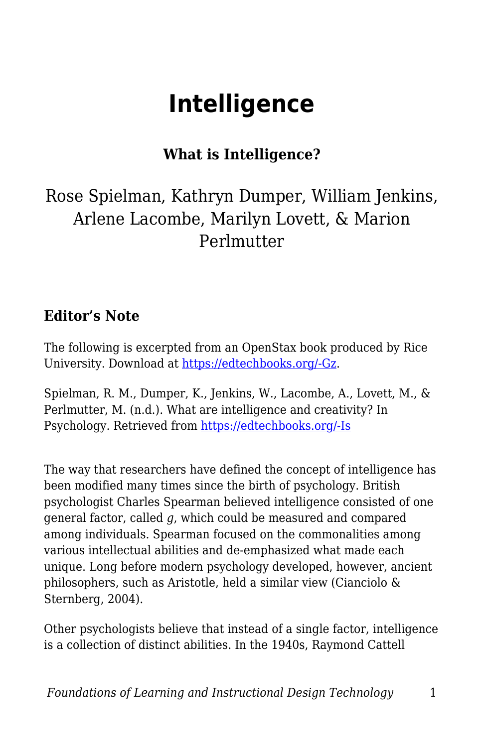# Intelligence

### What is Intelligence?

Rose Spielman, Kathryn Dumper, William Jenkins, Arlene Lacombe, Marilyn Lovett, & Marion Perlmutter

## Editor's Note

The following is excerpted from an OpenStax book produced by Rice University. Download at https://edtechbooks.org/-Gz.

Spielman, R. M., Dumper, K., Jenkins, W., Lacombe, A., Lovett, M., & Perlmutter, M. (n.d.). What are intelligence and creativity? In Psychology. Retrieved from https://edtechbooks.org/-Is

The way that researchers have defined the concept of intelligence has been modified many times since the birth of psychology. British psychologist Charles Spearman believed intelligence consisted of one general factor, called *g*, which could be measured and compared among individuals. Spearman focused on the commonalities among various intellectual abilities and de-emphasized what made each unique. Long before modern psychology developed, however, ancient philosophers, such as Aristotle, held a similar view (Cianciolo & Sternberg, 2004).

Other psychologists believe that instead of a single factor, intelligence is a collection of distinct abilities. In the 1940s, Raymond Cattell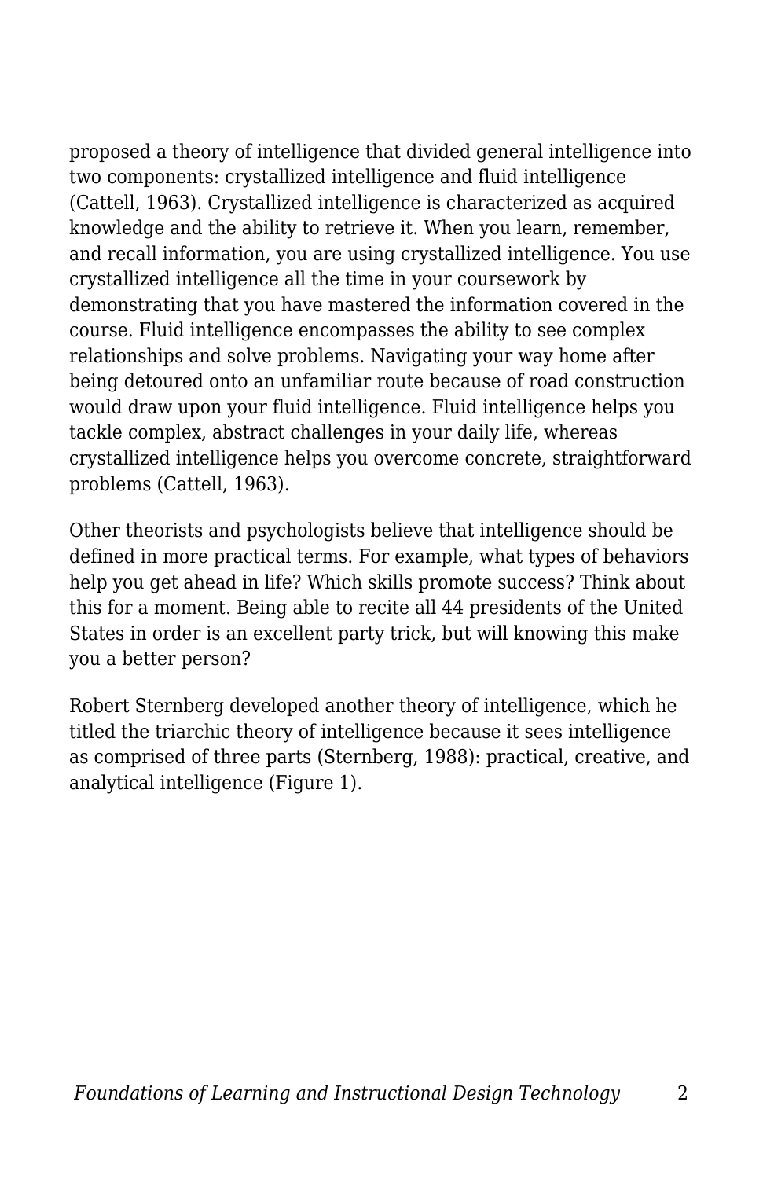proposed a theory of intelligence that divided general intelligence into two components: crystallized intelligence and fluid intelligence (Cattell, 1963). Crystallized intelligence is characterized as acquired knowledge and the ability to retrieve it. When you learn, remember, and recall information, you are using crystallized intelligence. You use crystallized intelligence all the time in your coursework by demonstrating that you have mastered the information covered in the course. Fluid intelligence encompasses the ability to see complex relationships and solve problems. Navigating your way home after being detoured onto an unfamiliar route because of road construction would draw upon your fluid intelligence. Fluid intelligence helps you tackle complex, abstract challenges in your daily life, whereas crystallized intelligence helps you overcome concrete, straightforward problems (Cattell, 1963).

Other theorists and psychologists believe that intelligence should be defined in more practical terms. For example, what types of behaviors help you get ahead in life? Which skills promote success? Think about this for a moment. Being able to recite all 44 presidents of the United States in order is an excellent party trick, but will knowing this make you a better person?

Robert Sternberg developed another theory of intelligence, which he titled the triarchic theory of intelligence because it sees intelligence as comprised of three parts (Sternberg, 1988): practical, creative, and analytical intelligence (Figure 1).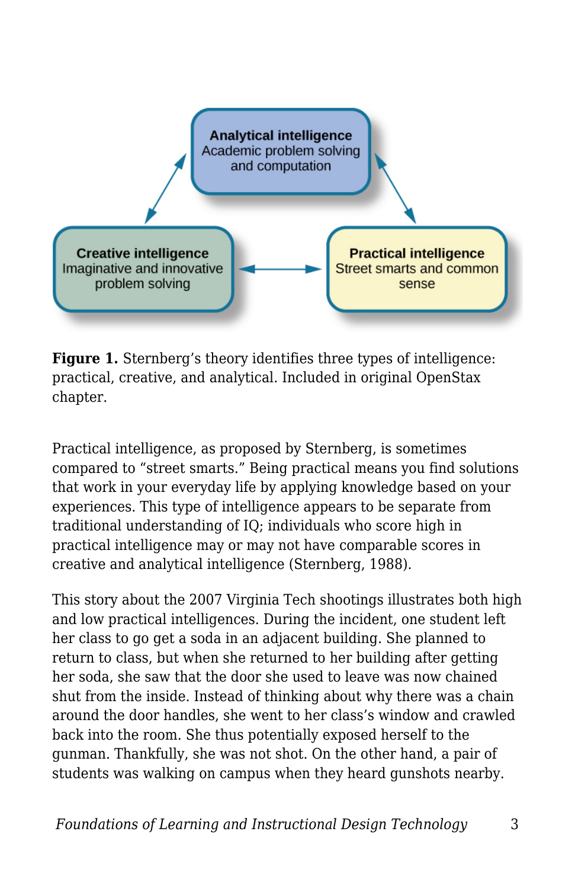**Figure 1.** Sternberg's theory identifies three types of intelligence: practical, creative, and analytical. Included in original OpenStax chapter.

Practical intelligence, as proposed by Sternberg, is sometimes compared to "street smarts." Being practical means you find solutions that work in your everyday life by applying knowledge based on your experiences. This type of intelligence appears to be separate from traditional understanding of IQ; individuals who score high in practical intelligence may or may not have comparable scores in creative and analytical intelligence (Sternberg, 1988).

This story about the 2007 Virginia Tech shootings illustrates both high and low practical intelligences. During the incident, one student left her class to go get a soda in an adjacent building. She planned to return to class, but when she returned to her building after getting her soda, she saw that the door she used to leave was now chained shut from the inside. Instead of thinking about why there was a chain around the door handles, she went to her class's window and crawled back into the room. She thus potentially exposed herself to the gunman. Thankfully, she was not shot. On the other hand, a pair of students was walking on campus when they heard gunshots nearby.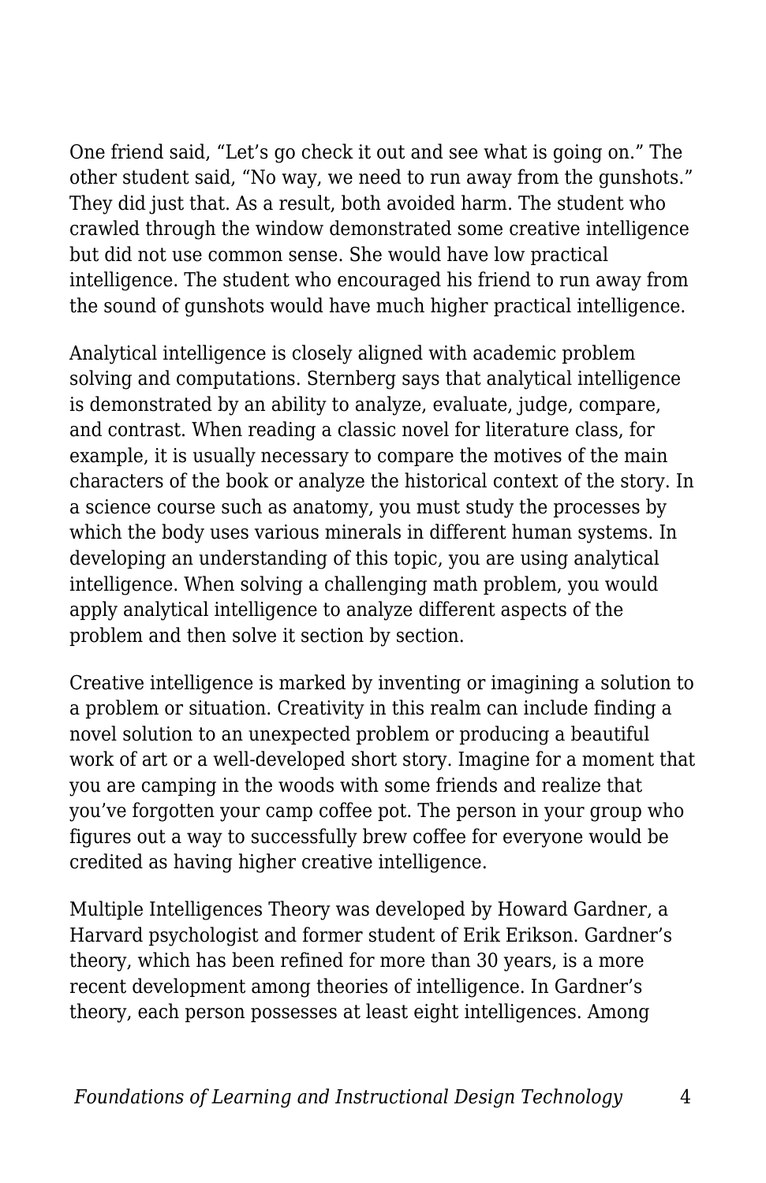One friend said, “Let’s go check it out and see what is going on.” The other student said, “No way, we need to run away from the gunshots.” They did just that. As a result, both avoided harm. The student who crawled through the window demonstrated some creative intelligence but did not use common sense. She would have low practical intelligence. The student who encouraged his friend to run away from the sound of gunshots would have much higher practical intelligence.

Analytical intelligence is closely aligned with academic problem solving and computations. Sternberg says that analytical intelligence is demonstrated by an ability to analyze, evaluate, judge, compare, and contrast. When reading a classic novel for literature class, for example, it is usually necessary to compare the motives of the main characters of the book or analyze the historical context of the story. In a science course such as anatomy, you must study the processes by which the body uses various minerals in different human systems. In developing an understanding of this topic, you are using analytical intelligence. When solving a challenging math problem, you would apply analytical intelligence to analyze different aspects of the problem and then solve it section by section.

Creative intelligence is marked by inventing or imagining a solution to a problem or situation. Creativity in this realm can include finding a novel solution to an unexpected problem or producing a beautiful work of art or a well-developed short story. Imagine for a moment that you are camping in the woods with some friends and realize that you’ve forgotten your camp coffee pot. The person in your group who figures out a way to successfully brew coffee for everyone would be credited as having higher creative intelligence.

Multiple Intelligences Theory was developed by Howard Gardner, a Harvard psychologist and former student of Erik Erikson. Gardner’s theory, which has been refined for more than 30 years, is a more recent development among theories of intelligence. In Gardner’s theory, each person possesses at least eight intelligences. Among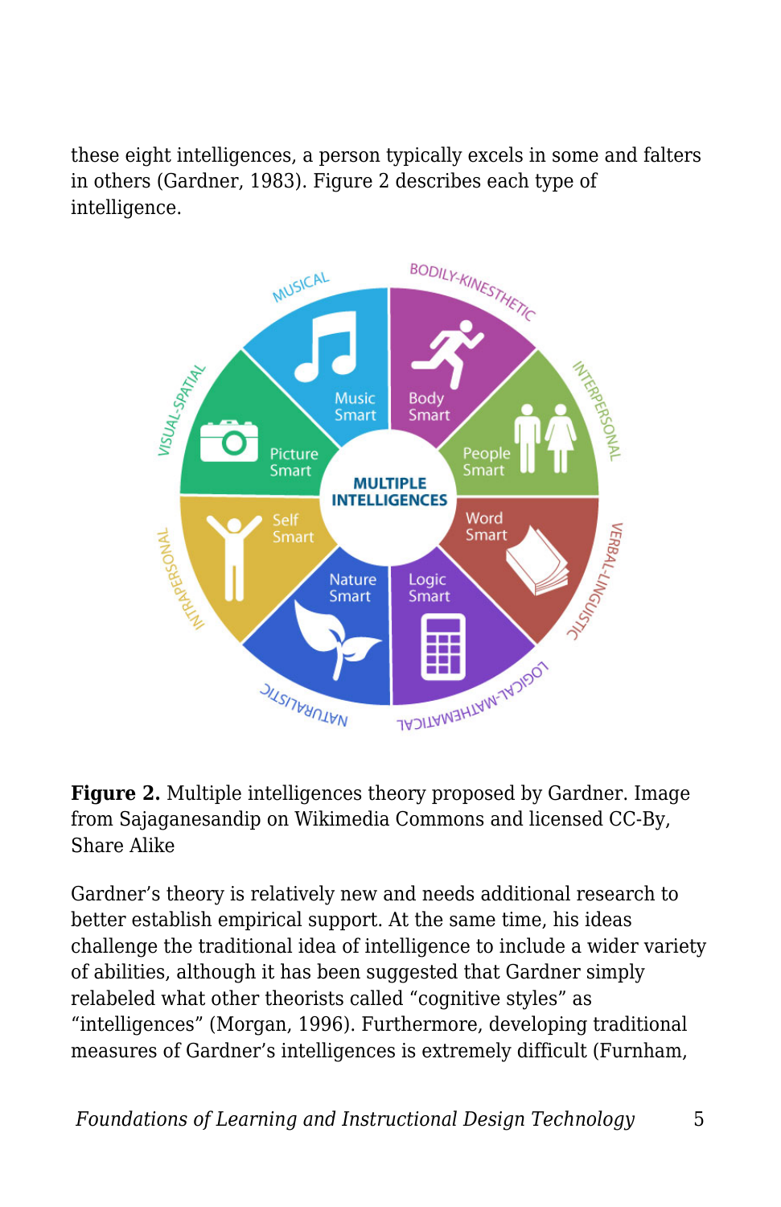these eight intelligences, a person typically excels in some and falters in others (Gardner, 1983). Figure 2 describes each type of intelligence.

**Figure 2.** Multiple intelligences theory proposed by Gardner. Image from Sajaganesandip on Wikimedia Commons and licensed CC-By, Share Alike

Gardner's theory is relatively new and needs additional research to better establish empirical support. At the same time, his ideas challenge the traditional idea of intelligence to include a wider variety of abilities, although it has been suggested that Gardner simply relabeled what other theorists called "cognitive styles" as "intelligences" (Morgan, 1996). Furthermore, developing traditional measures of Gardner's intelligences is extremely difficult (Furnham,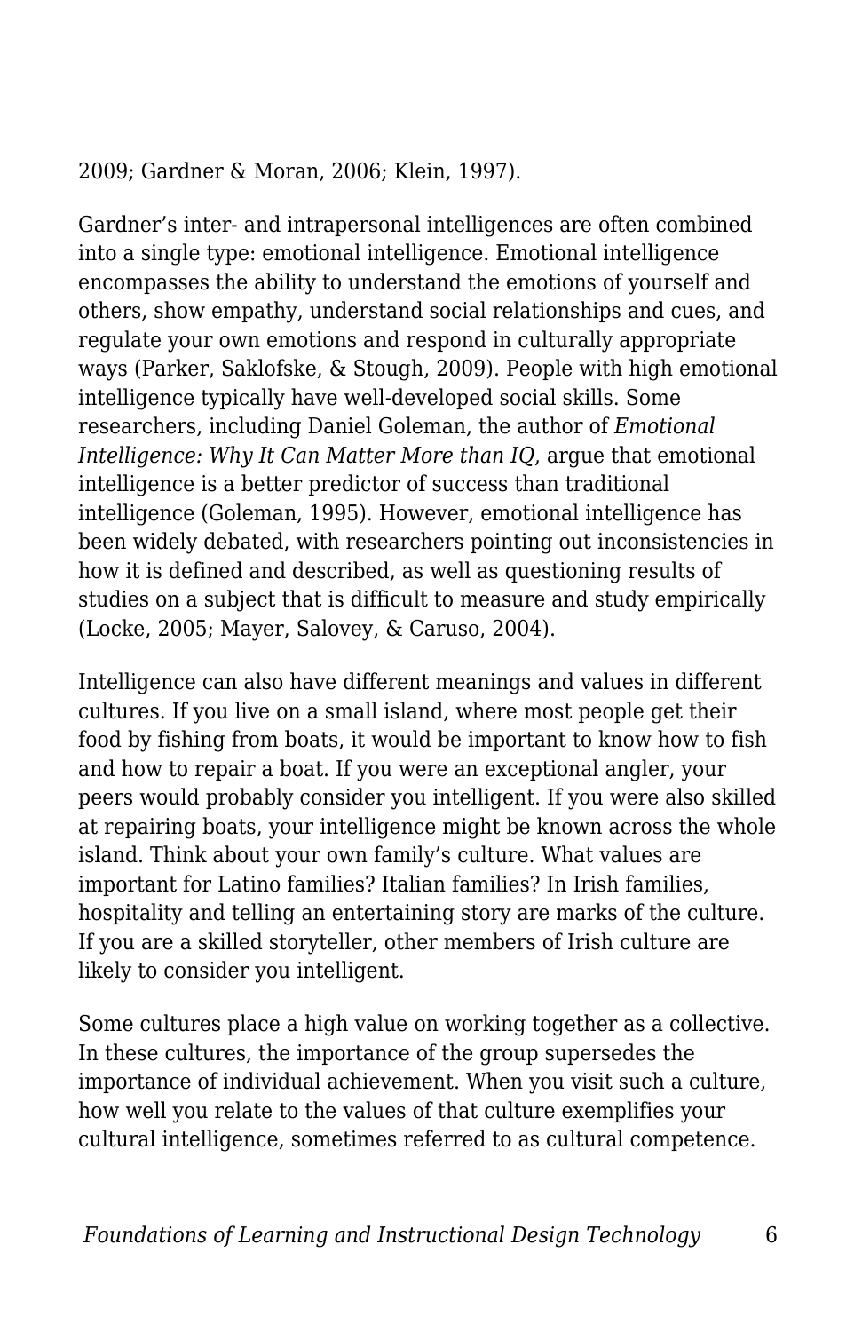2009; Gardner & Moran, 2006; Klein, 1997).

Gardner's inter- and intrapersonal intelligences are often combined into a single type: emotional intelligence. Emotional intelligence encompasses the ability to understand the emotions of yourself and others, show empathy, understand social relationships and cues, and regulate your own emotions and respond in culturally appropriate ways (Parker, Saklofske, & Stough, 2009). People with high emotional intelligence typically have well-developed social skills. Some researchers, including Daniel Goleman, the author of *Emotional Intelligence: Why It Can Matter More than IQ*, argue that emotional intelligence is a better predictor of success than traditional intelligence (Goleman, 1995). However, emotional intelligence has been widely debated, with researchers pointing out inconsistencies in how it is defined and described, as well as questioning results of studies on a subject that is difficult to measure and study empirically (Locke, 2005; Mayer, Salovey, & Caruso, 2004).

Intelligence can also have different meanings and values in different cultures. If you live on a small island, where most people get their food by fishing from boats, it would be important to know how to fish and how to repair a boat. If you were an exceptional angler, your peers would probably consider you intelligent. If you were also skilled at repairing boats, your intelligence might be known across the whole island. Think about your own family's culture. What values are important for Latino families? Italian families? In Irish families, hospitality and telling an entertaining story are marks of the culture. If you are a skilled storyteller, other members of Irish culture are likely to consider you intelligent.

Some cultures place a high value on working together as a collective. In these cultures, the importance of the group supersedes the importance of individual achievement. When you visit such a culture, how well you relate to the values of that culture exemplifies your cultural intelligence, sometimes referred to as cultural competence.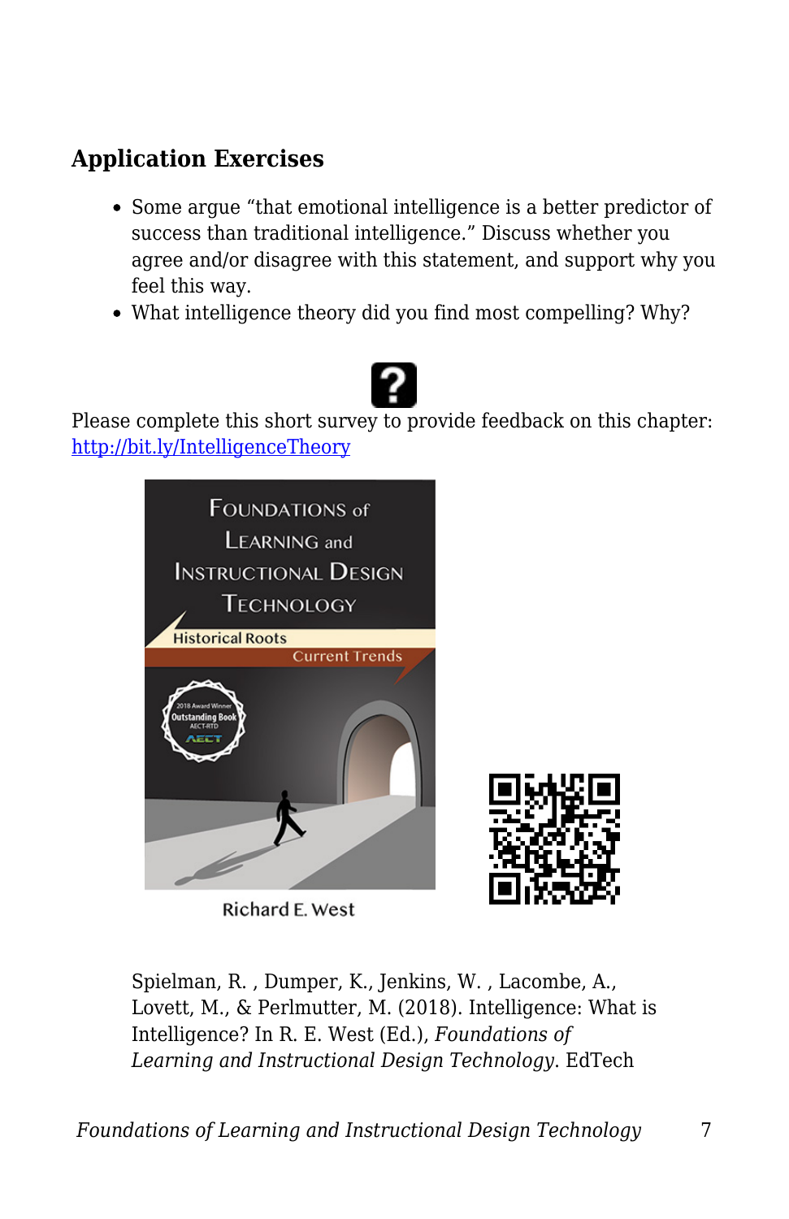## Application Exercises

- Some argue "that emotional intelligence is a better predictor of success than traditional intelligence." Discuss whether you agree and/or disagree with this statement, and support why you feel this way.
- What intelligence theory did you find most compelling? Why?

Please complete this short survey to provide feedback on this chapter: [http://bit.ly/IntelligenceTheory](http://bit.ly/IntelligenceTheory)

Spielman, R. , Dumper, K., Jenkins, W. , Lacombe, A., Lovett, M., & Perlmutter, M. (2018). Intelligence: What is Intelligence? In R. E. West (Ed.), *Foundations of Learning and Instructional Design Technology*. EdTech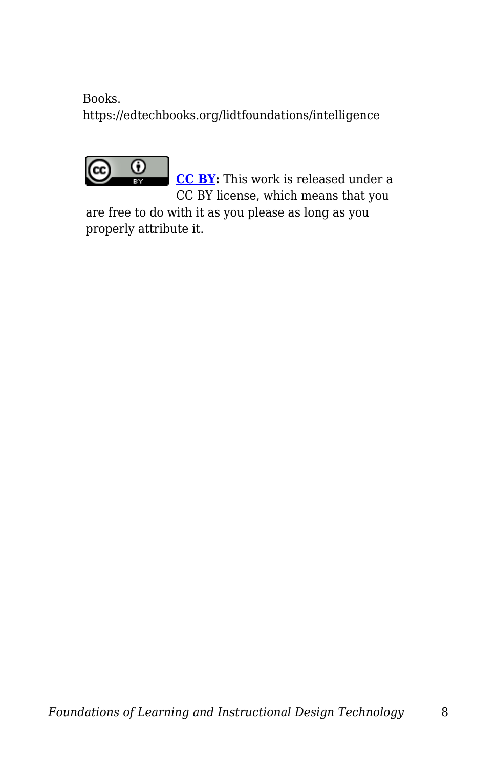Books. https://edtechbooks.org/lidtfoundations/intelligence

**CC BY:** This work is released under a CC BY license, which means that you are free to do with it as you please as long as you properly attribute it.